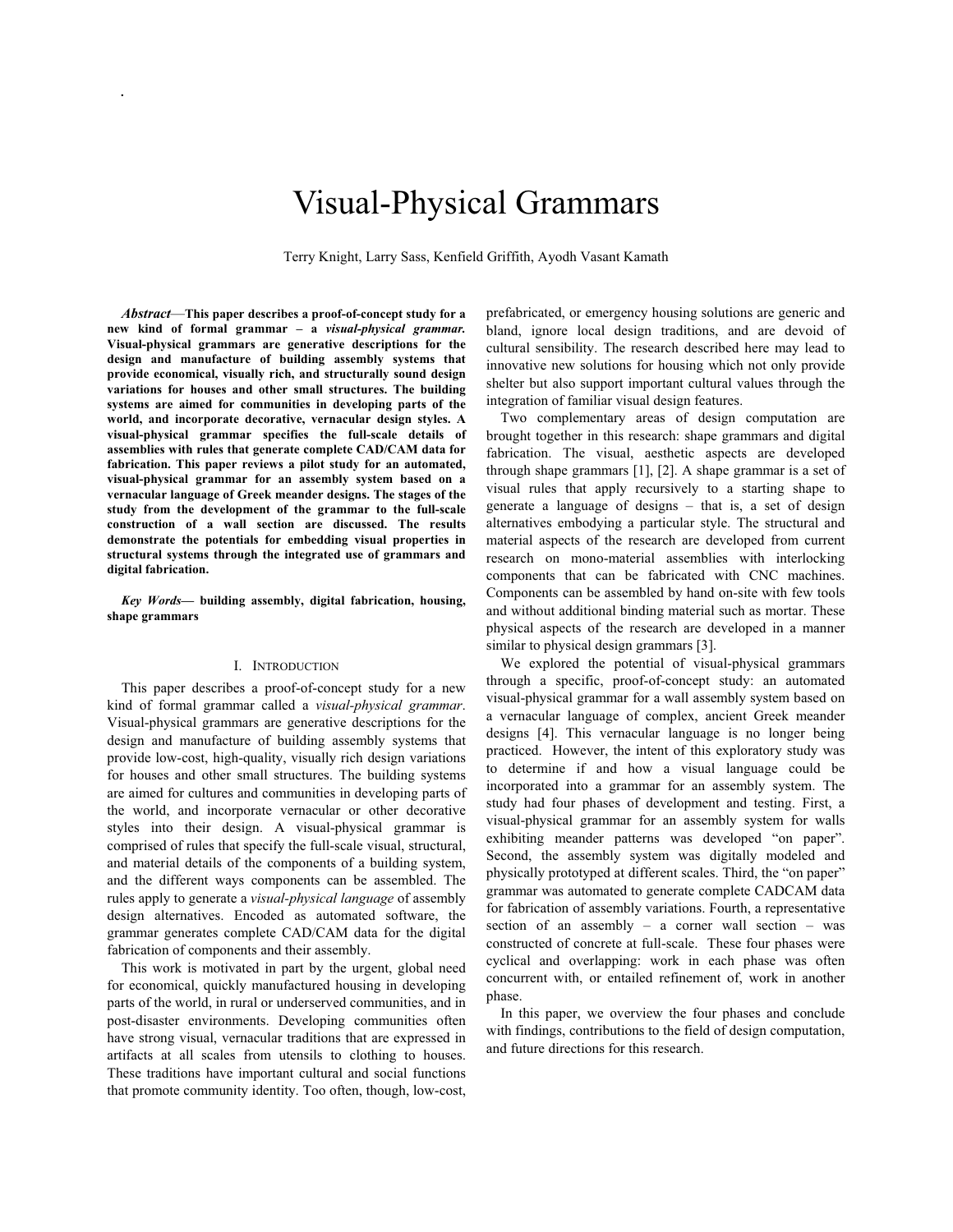# Visual-Physical Grammars

Terry Knight, Larry Sass, Kenfield Griffith, Ayodh Vasant Kamath

***Abstract*—This paper describes a proof-of-concept study for a new kind of formal grammar – a *visual-physical grammar.* Visual-physical grammars are generative descriptions for the design and manufacture of building assembly systems that provide economical, visually rich, and structurally sound design variations for houses and other small structures. The building systems are aimed for communities in developing parts of the world, and incorporate decorative, vernacular design styles. A visual-physical grammar specifies the full-scale details of assemblies with rules that generate complete CAD/CAM data for fabrication. This paper reviews a pilot study for an automated, visual-physical grammar for an assembly system based on a vernacular language of Greek meander designs. The stages of the study from the development of the grammar to the full-scale construction of a wall section are discussed. The results demonstrate the potentials for embedding visual properties in structural systems through the integrated use of grammars and digital fabrication.**

***Key Words*— building assembly, digital fabrication, housing, shape grammars**

## I. Introduction

This paper describes a proof-of-concept study for a new kind of formal grammar called a *visual-physical grammar*. Visual-physical grammars are generative descriptions for the design and manufacture of building assembly systems that provide low-cost, high-quality, visually rich design variations for houses and other small structures. The building systems are aimed for cultures and communities in developing parts of the world, and incorporate vernacular or other decorative styles into their design. A visual-physical grammar is comprised of rules that specify the full-scale visual, structural, and material details of the components of a building system, and the different ways components can be assembled. The rules apply to generate a *visual-physical language* of assembly design alternatives. Encoded as automated software, the grammar generates complete CAD/CAM data for the digital fabrication of components and their assembly.

This work is motivated in part by the urgent, global need for economical, quickly manufactured housing in developing parts of the world, in rural or underserved communities, and in post-disaster environments. Developing communities often have strong visual, vernacular traditions that are expressed in artifacts at all scales from utensils to clothing to houses. These traditions have important cultural and social functions that promote community identity. Too often, though, low-cost, prefabricated, or emergency housing solutions are generic and bland, ignore local design traditions, and are devoid of cultural sensibility. The research described here may lead to innovative new solutions for housing which not only provide shelter but also support important cultural values through the integration of familiar visual design features.

Two complementary areas of design computation are brought together in this research: shape grammars and digital fabrication. The visual, aesthetic aspects are developed through shape grammars [1], [2]. A shape grammar is a set of visual rules that apply recursively to a starting shape to generate a language of designs – that is, a set of design alternatives embodying a particular style. The structural and material aspects of the research are developed from current research on mono-material assemblies with interlocking components that can be fabricated with CNC machines. Components can be assembled by hand on-site with few tools and without additional binding material such as mortar. These physical aspects of the research are developed in a manner similar to physical design grammars [3].

We explored the potential of visual-physical grammars through a specific, proof-of-concept study: an automated visual-physical grammar for a wall assembly system based on a vernacular language of complex, ancient Greek meander designs [4]. This vernacular language is no longer being practiced. However, the intent of this exploratory study was to determine if and how a visual language could be incorporated into a grammar for an assembly system. The study had four phases of development and testing. First, a visual-physical grammar for an assembly system for walls exhibiting meander patterns was developed "on paper". Second, the assembly system was digitally modeled and physically prototyped at different scales. Third, the "on paper" grammar was automated to generate complete CADCAM data for fabrication of assembly variations. Fourth, a representative section of an assembly – a corner wall section – was constructed of concrete at full-scale. These four phases were cyclical and overlapping: work in each phase was often concurrent with, or entailed refinement of, work in another phase.

In this paper, we overview the four phases and conclude with findings, contributions to the field of design computation, and future directions for this research.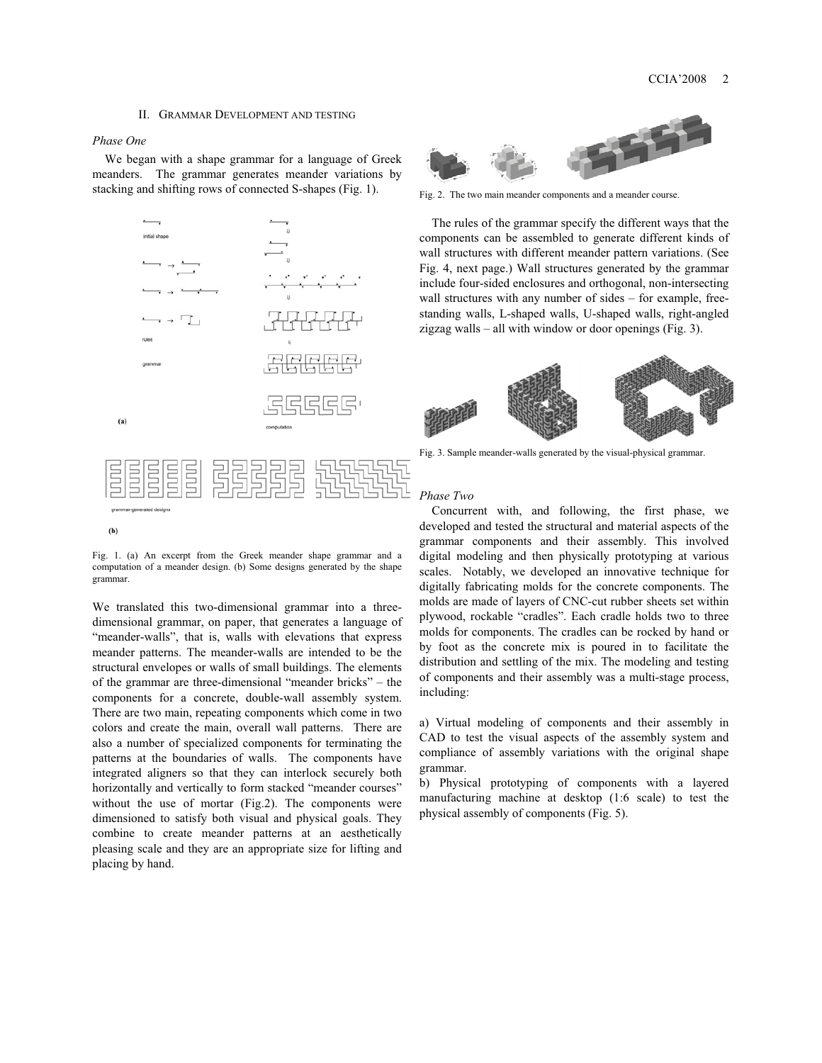## II. Grammar Development and testing

*Phase One*

We began with a shape grammar for a language of Greek meanders. The grammar generates meander variations by stacking and shifting rows of connected S-shapes (Fig. 1).

Fig. 1. (a) An excerpt from the Greek meander shape grammar and a computation of a meander design. (b) Some designs generated by the shape grammar.

We translated this two-dimensional grammar into a three-dimensional grammar, on paper, that generates a language of "meander-walls", that is, walls with elevations that express meander patterns. The meander-walls are intended to be the structural envelopes or walls of small buildings. The elements of the grammar are three-dimensional "meander bricks" – the components for a concrete, double-wall assembly system. There are two main, repeating components which come in two colors and create the main, overall wall patterns. There are also a number of specialized components for terminating the patterns at the boundaries of walls. The components have integrated aligners so that they can interlock securely both horizontally and vertically to form stacked "meander courses" without the use of mortar (Fig.2). The components were dimensioned to satisfy both visual and physical goals. They combine to create meander patterns at an aesthetically pleasing scale and they are an appropriate size for lifting and placing by hand.

Fig. 2. The two main meander components and a meander course.

The rules of the grammar specify the different ways that the components can be assembled to generate different kinds of wall structures with different meander pattern variations. (See Fig. 4, next page.) Wall structures generated by the grammar include four-sided enclosures and orthogonal, non-intersecting wall structures with any number of sides – for example, free-standing walls, L-shaped walls, U-shaped walls, right-angled zigzag walls – all with window or door openings (Fig. 3).

Fig. 3. Sample meander-walls generated by the visual-physical grammar.

*Phase Two*

Concurrent with, and following, the first phase, we developed and tested the structural and material aspects of the grammar components and their assembly. This involved digital modeling and then physically prototyping at various scales. Notably, we developed an innovative technique for digitally fabricating molds for the concrete components. The molds are made of layers of CNC-cut rubber sheets set within plywood, rockable "cradles". Each cradle holds two to three molds for components. The cradles can be rocked by hand or by foot as the concrete mix is poured in to facilitate the distribution and settling of the mix. The modeling and testing of components and their assembly was a multi-stage process, including:

a) Virtual modeling of components and their assembly in CAD to test the visual aspects of the assembly system and compliance of assembly variations with the original shape grammar.
b) Physical prototyping of components with a layered manufacturing machine at desktop (1:6 scale) to test the physical assembly of components (Fig. 5).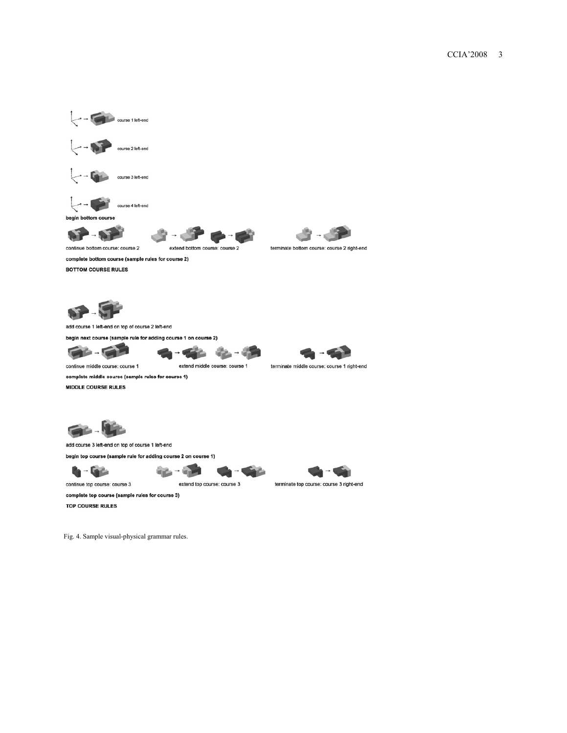course 1 left-end

course 2 left-end

course 3 left-end

course 4 left-end

begin bottom course

continue bottom course: course 2 extend bottom course: course 2 terminate bottom course: course 2 right-end

complete bottom course (sample rules for course 2)

BOTTOM COURSE RULES

add course 1 left-end on top of course 2 left-end

begin next course (sample rule for adding course 1 on course 2)

continue middle course: course 1 extend middle course: course 1 terminate middle course: course 1 right-end

complete middle course (sample rules for course 1)

MIDDLE COURSE RULES

add course 3 left-end on top of course 1 left-end

begin top course (sample rule for adding course 2 on course 1)

continue top course: course 3 extend top course: course 3 terminate top course: course 3 right-end

complete top course (sample rules for course 3)

TOP COURSE RULES

Fig. 4. Sample visual-physical grammar rules.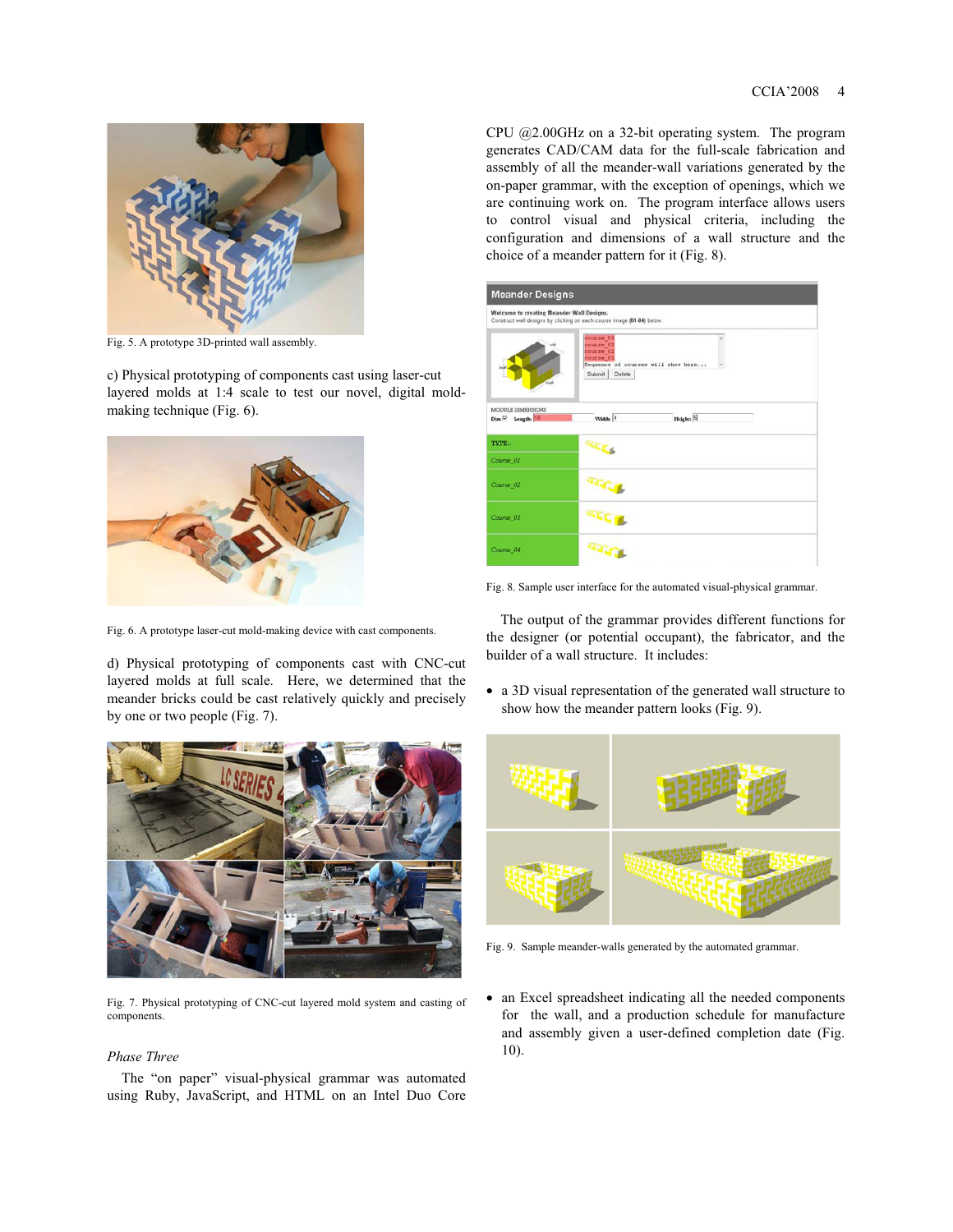Fig. 5. A prototype 3D-printed wall assembly.

c) Physical prototyping of components cast using laser-cut layered molds at 1:4 scale to test our novel, digital mold-making technique (Fig. 6).

Fig. 6. A prototype laser-cut mold-making device with cast components.

d) Physical prototyping of components cast with CNC-cut layered molds at full scale. Here, we determined that the meander bricks could be cast relatively quickly and precisely by one or two people (Fig. 7).

Fig. 7. Physical prototyping of CNC-cut layered mold system and casting of components.

*Phase Three*

The "on paper" visual-physical grammar was automated using Ruby, JavaScript, and HTML on an Intel Duo Core CPU @2.00GHz on a 32-bit operating system. The program generates CAD/CAM data for the full-scale fabrication and assembly of all the meander-wall variations generated by the on-paper grammar, with the exception of openings, which we are continuing work on. The program interface allows users to control visual and physical criteria, including the configuration and dimensions of a wall structure and the choice of a meander pattern for it (Fig. 8).

Fig. 8. Sample user interface for the automated visual-physical grammar.

The output of the grammar provides different functions for the designer (or potential occupant), the fabricator, and the builder of a wall structure. It includes:

- a 3D visual representation of the generated wall structure to show how the meander pattern looks (Fig. 9).

Fig. 9. Sample meander-walls generated by the automated grammar.

- an Excel spreadsheet indicating all the needed components for the wall, and a production schedule for manufacture and assembly given a user-defined completion date (Fig. 10).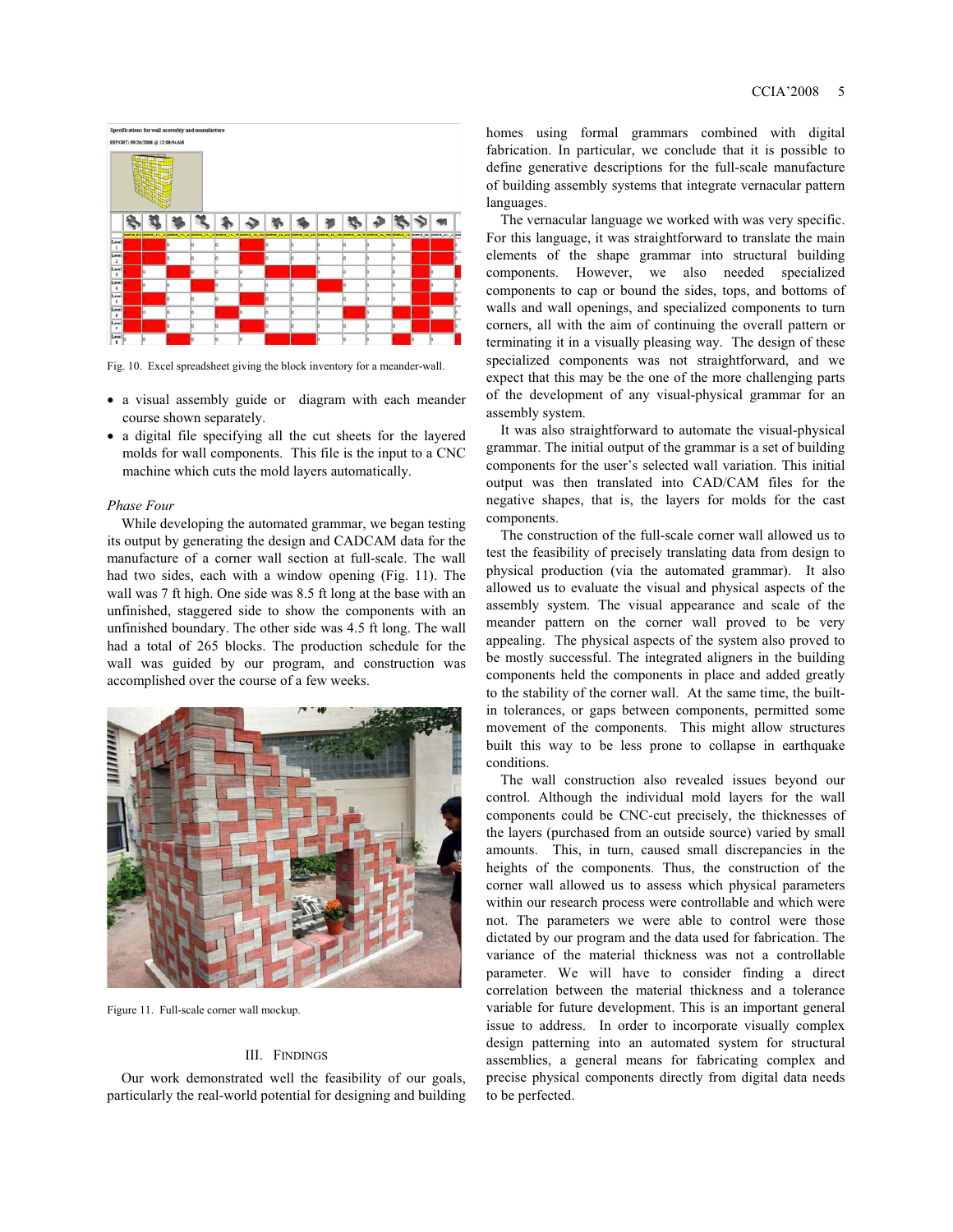Fig. 10. Excel spreadsheet giving the block inventory for a meander-wall.

- a visual assembly guide or diagram with each meander course shown separately.
- a digital file specifying all the cut sheets for the layered molds for wall components. This file is the input to a CNC machine which cuts the mold layers automatically.

*Phase Four*

While developing the automated grammar, we began testing its output by generating the design and CADCAM data for the manufacture of a corner wall section at full-scale. The wall had two sides, each with a window opening (Fig. 11). The wall was 7 ft high. One side was 8.5 ft long at the base with an unfinished, staggered side to show the components with an unfinished boundary. The other side was 4.5 ft long. The wall had a total of 265 blocks. The production schedule for the wall was guided by our program, and construction was accomplished over the course of a few weeks.

Figure 11. Full-scale corner wall mockup.

## III. Findings

Our work demonstrated well the feasibility of our goals, particularly the real-world potential for designing and building homes using formal grammars combined with digital fabrication. In particular, we conclude that it is possible to define generative descriptions for the full-scale manufacture of building assembly systems that integrate vernacular pattern languages.

The vernacular language we worked with was very specific. For this language, it was straightforward to translate the main elements of the shape grammar into structural building components. However, we also needed specialized components to cap or bound the sides, tops, and bottoms of walls and wall openings, and specialized components to turn corners, all with the aim of continuing the overall pattern or terminating it in a visually pleasing way. The design of these specialized components was not straightforward, and we expect that this may be the one of the more challenging parts of the development of any visual-physical grammar for an assembly system.

It was also straightforward to automate the visual-physical grammar. The initial output of the grammar is a set of building components for the user's selected wall variation. This initial output was then translated into CAD/CAM files for the negative shapes, that is, the layers for molds for the cast components.

The construction of the full-scale corner wall allowed us to test the feasibility of precisely translating data from design to physical production (via the automated grammar). It also allowed us to evaluate the visual and physical aspects of the assembly system. The visual appearance and scale of the meander pattern on the corner wall proved to be very appealing. The physical aspects of the system also proved to be mostly successful. The integrated aligners in the building components held the components in place and added greatly to the stability of the corner wall. At the same time, the built-in tolerances, or gaps between components, permitted some movement of the components. This might allow structures built this way to be less prone to collapse in earthquake conditions.

The wall construction also revealed issues beyond our control. Although the individual mold layers for the wall components could be CNC-cut precisely, the thicknesses of the layers (purchased from an outside source) varied by small amounts. This, in turn, caused small discrepancies in the heights of the components. Thus, the construction of the corner wall allowed us to assess which physical parameters within our research process were controllable and which were not. The parameters we were able to control were those dictated by our program and the data used for fabrication. The variance of the material thickness was not a controllable parameter. We will have to consider finding a direct correlation between the material thickness and a tolerance variable for future development. This is an important general issue to address. In order to incorporate visually complex design patterning into an automated system for structural assemblies, a general means for fabricating complex and precise physical components directly from digital data needs to be perfected.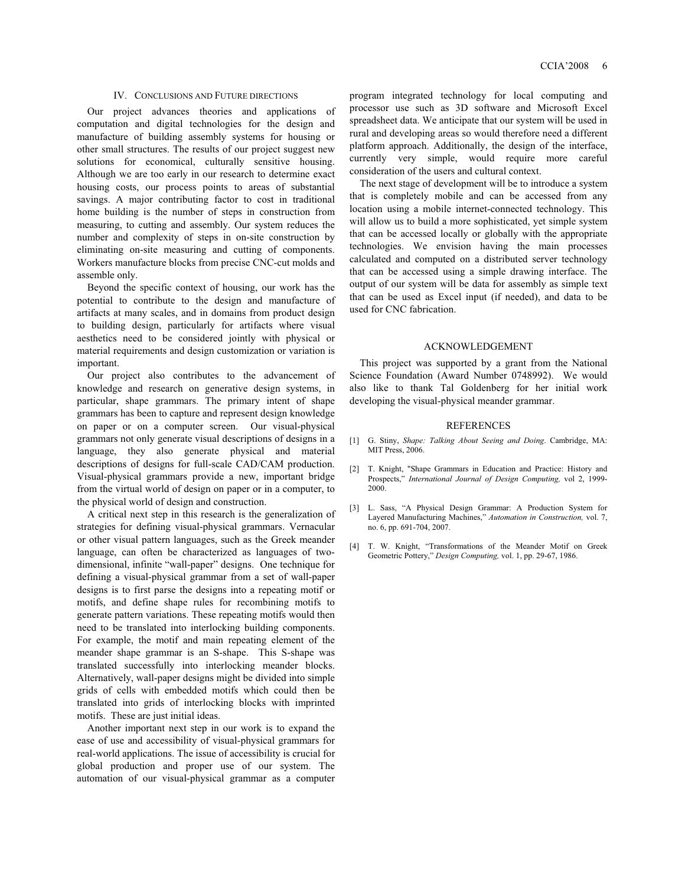## IV. Conclusions and Future directions

Our project advances theories and applications of computation and digital technologies for the design and manufacture of building assembly systems for housing or other small structures. The results of our project suggest new solutions for economical, culturally sensitive housing. Although we are too early in our research to determine exact housing costs, our process points to areas of substantial savings. A major contributing factor to cost in traditional home building is the number of steps in construction from measuring, to cutting and assembly. Our system reduces the number and complexity of steps in on-site construction by eliminating on-site measuring and cutting of components. Workers manufacture blocks from precise CNC-cut molds and assemble only.

Beyond the specific context of housing, our work has the potential to contribute to the design and manufacture of artifacts at many scales, and in domains from product design to building design, particularly for artifacts where visual aesthetics need to be considered jointly with physical or material requirements and design customization or variation is important.

Our project also contributes to the advancement of knowledge and research on generative design systems, in particular, shape grammars. The primary intent of shape grammars has been to capture and represent design knowledge on paper or on a computer screen. Our visual-physical grammars not only generate visual descriptions of designs in a language, they also generate physical and material descriptions of designs for full-scale CAD/CAM production. Visual-physical grammars provide a new, important bridge from the virtual world of design on paper or in a computer, to the physical world of design and construction.

A critical next step in this research is the generalization of strategies for defining visual-physical grammars. Vernacular or other visual pattern languages, such as the Greek meander language, can often be characterized as languages of two-dimensional, infinite "wall-paper" designs. One technique for defining a visual-physical grammar from a set of wall-paper designs is to first parse the designs into a repeating motif or motifs, and define shape rules for recombining motifs to generate pattern variations. These repeating motifs would then need to be translated into interlocking building components. For example, the motif and main repeating element of the meander shape grammar is an S-shape. This S-shape was translated successfully into interlocking meander blocks. Alternatively, wall-paper designs might be divided into simple grids of cells with embedded motifs which could then be translated into grids of interlocking blocks with imprinted motifs. These are just initial ideas.

Another important next step in our work is to expand the ease of use and accessibility of visual-physical grammars for real-world applications. The issue of accessibility is crucial for global production and proper use of our system. The automation of our visual-physical grammar as a computer program integrated technology for local computing and processor use such as 3D software and Microsoft Excel spreadsheet data. We anticipate that our system will be used in rural and developing areas so would therefore need a different platform approach. Additionally, the design of the interface, currently very simple, would require more careful consideration of the users and cultural context.

The next stage of development will be to introduce a system that is completely mobile and can be accessed from any location using a mobile internet-connected technology. This will allow us to build a more sophisticated, yet simple system that can be accessed locally or globally with the appropriate technologies. We envision having the main processes calculated and computed on a distributed server technology that can be accessed using a simple drawing interface. The output of our system will be data for assembly as simple text that can be used as Excel input (if needed), and data to be used for CNC fabrication.

## Acknowledgement

This project was supported by a grant from the National Science Foundation (Award Number 0748992). We would also like to thank Tal Goldenberg for her initial work developing the visual-physical meander grammar.

## References

[1] G. Stiny, *Shape: Talking About Seeing and Doing*. Cambridge, MA: MIT Press, 2006.

[2] T. Knight, "Shape Grammars in Education and Practice: History and Prospects," *International Journal of Design Computing,* vol 2, 1999-2000.

[3] L. Sass, "A Physical Design Grammar: A Production System for Layered Manufacturing Machines," *Automation in Construction,* vol. 7, no. 6, pp. 691-704, 2007.

[4] T. W. Knight, "Transformations of the Meander Motif on Greek Geometric Pottery," *Design Computing,* vol. 1, pp. 29-67, 1986.